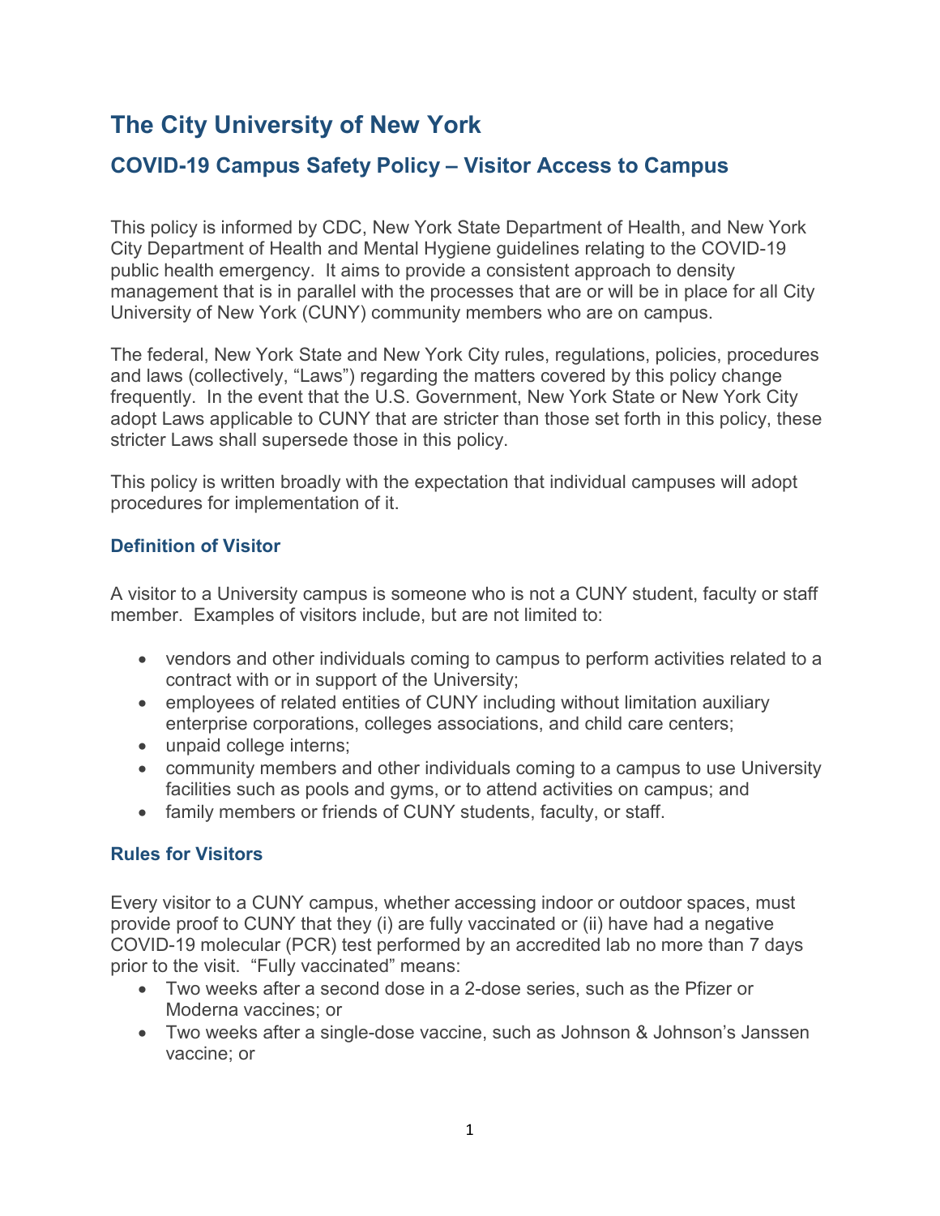# The City University of New York

## COVID-19 Campus Safety Policy – Visitor Access to Campus

This policy is informed by CDC, New York State Department of Health, and New York City Department of Health and Mental Hygiene guidelines relating to the COVID-19 public health emergency. It aims to provide a consistent approach to density management that is in parallel with the processes that are or will be in place for all City University of New York (CUNY) community members who are on campus.

The federal, New York State and New York City rules, regulations, policies, procedures and laws (collectively, "Laws") regarding the matters covered by this policy change frequently. In the event that the U.S. Government, New York State or New York City adopt Laws applicable to CUNY that are stricter than those set forth in this policy, these stricter Laws shall supersede those in this policy.

This policy is written broadly with the expectation that individual campuses will adopt procedures for implementation of it.

### Definition of Visitor

A visitor to a University campus is someone who is not a CUNY student, faculty or staff member. Examples of visitors include, but are not limited to:

- vendors and other individuals coming to campus to perform activities related to a contract with or in support of the University;
- employees of related entities of CUNY including without limitation auxiliary enterprise corporations, colleges associations, and child care centers;
- unpaid college interns;
- community members and other individuals coming to a campus to use University facilities such as pools and gyms, or to attend activities on campus; and
- family members or friends of CUNY students, faculty, or staff.

### Rules for Visitors

Every visitor to a CUNY campus, whether accessing indoor or outdoor spaces, must provide proof to CUNY that they (i) are fully vaccinated or (ii) have had a negative COVID-19 molecular (PCR) test performed by an accredited lab no more than 7 days prior to the visit. "Fully vaccinated" means:

- Two weeks after a second dose in a 2-dose series, such as the Pfizer or Moderna vaccines; or
- Two weeks after a single-dose vaccine, such as Johnson & Johnson's Janssen vaccine; or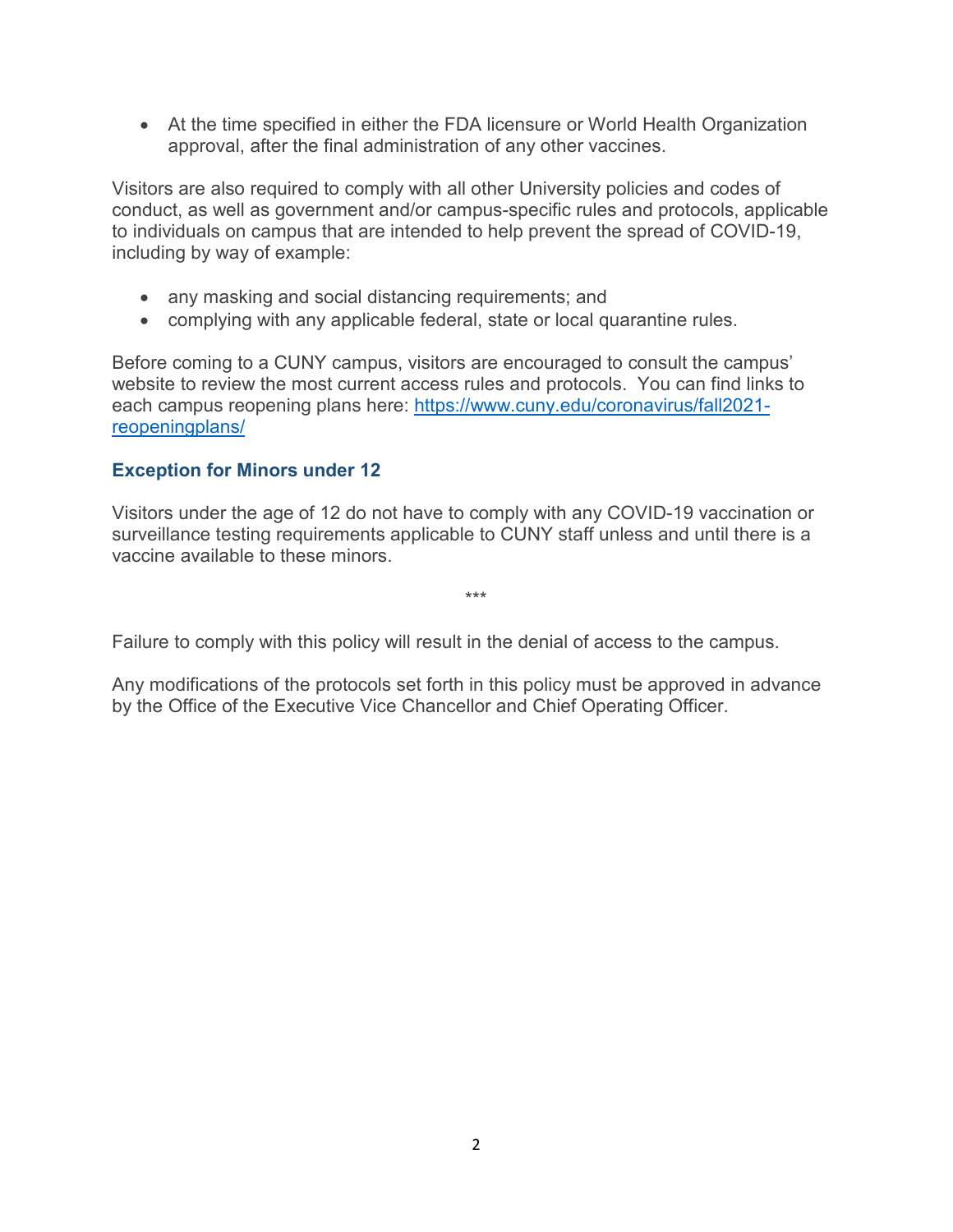- At the time specified in either the FDA licensure or World Health Organization approval, after the final administration of any other vaccines.

Visitors are also required to comply with all other University policies and codes of conduct, as well as government and/or campus-specific rules and protocols, applicable to individuals on campus that are intended to help prevent the spread of COVID-19, including by way of example:

- any masking and social distancing requirements; and
- complying with any applicable federal, state or local quarantine rules.

Before coming to a CUNY campus, visitors are encouraged to consult the campus' website to review the most current access rules and protocols. You can find links to each campus reopening plans here: [https://www.cuny.edu/coronavirus/fall2021-reopeningplans/](https://www.cuny.edu/coronavirus/fall2021-reopeningplans/)

### Exception for Minors under 12

Visitors under the age of 12 do not have to comply with any COVID-19 vaccination or surveillance testing requirements applicable to CUNY staff unless and until there is a vaccine available to these minors.

***

Failure to comply with this policy will result in the denial of access to the campus.

Any modifications of the protocols set forth in this policy must be approved in advance by the Office of the Executive Vice Chancellor and Chief Operating Officer.